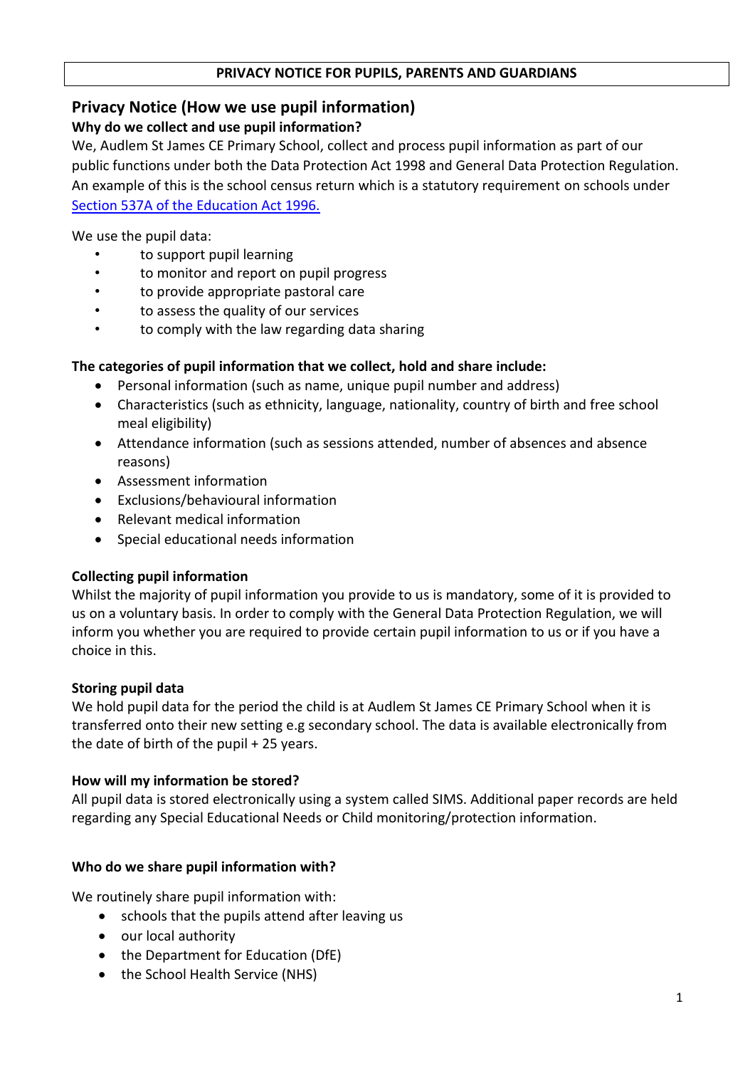**PRIVACY NOTICE FOR PUPILS, PARENTS AND GUARDIANS**

## Privacy Notice (How we use pupil information)

### Why do we collect and use pupil information?

We, Audlem St James CE Primary School, collect and process pupil information as part of our public functions under both the Data Protection Act 1998 and General Data Protection Regulation. An example of this is the school census return which is a statutory requirement on schools under [Section 537A of the Education Act 1996.](#)

We use the pupil data:

- to support pupil learning
- to monitor and report on pupil progress
- to provide appropriate pastoral care
- to assess the quality of our services
- to comply with the law regarding data sharing

### The categories of pupil information that we collect, hold and share include:

- Personal information (such as name, unique pupil number and address)
- Characteristics (such as ethnicity, language, nationality, country of birth and free school meal eligibility)
- Attendance information (such as sessions attended, number of absences and absence reasons)
- Assessment information
- Exclusions/behavioural information
- Relevant medical information
- Special educational needs information

### Collecting pupil information

Whilst the majority of pupil information you provide to us is mandatory, some of it is provided to us on a voluntary basis. In order to comply with the General Data Protection Regulation, we will inform you whether you are required to provide certain pupil information to us or if you have a choice in this.

### Storing pupil data

We hold pupil data for the period the child is at Audlem St James CE Primary School when it is transferred onto their new setting e.g secondary school. The data is available electronically from the date of birth of the pupil + 25 years.

### How will my information be stored?

All pupil data is stored electronically using a system called SIMS. Additional paper records are held regarding any Special Educational Needs or Child monitoring/protection information.

### Who do we share pupil information with?

We routinely share pupil information with:

- schools that the pupils attend after leaving us
- our local authority
- the Department for Education (DfE)
- the School Health Service (NHS)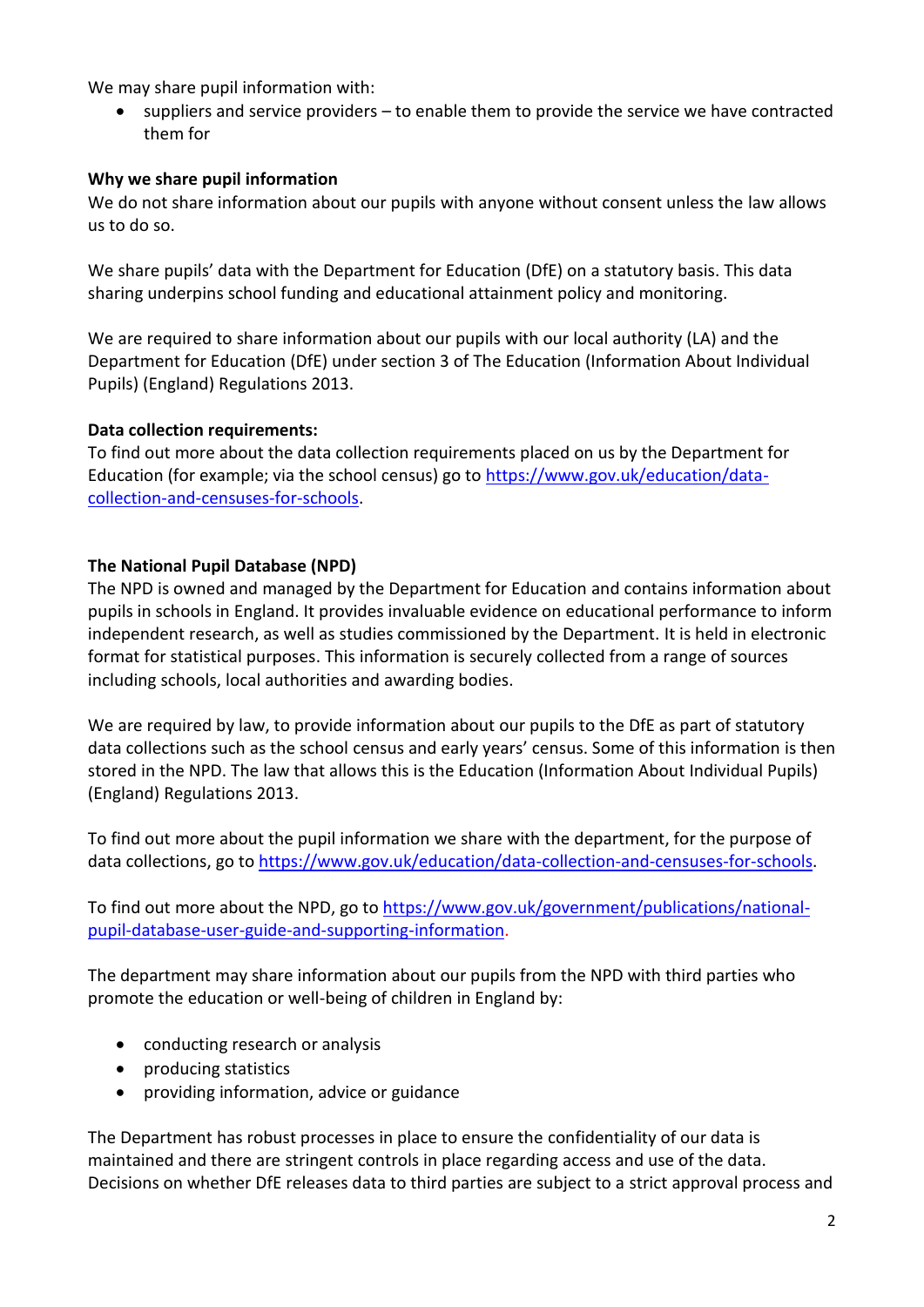We may share pupil information with:

- suppliers and service providers – to enable them to provide the service we have contracted them for

**Why we share pupil information**

We do not share information about our pupils with anyone without consent unless the law allows us to do so.

We share pupils' data with the Department for Education (DfE) on a statutory basis. This data sharing underpins school funding and educational attainment policy and monitoring.

We are required to share information about our pupils with our local authority (LA) and the Department for Education (DfE) under section 3 of The Education (Information About Individual Pupils) (England) Regulations 2013.

**Data collection requirements:**

To find out more about the data collection requirements placed on us by the Department for Education (for example; via the school census) go to https://www.gov.uk/education/data-collection-and-censuses-for-schools.

**The National Pupil Database (NPD)**

The NPD is owned and managed by the Department for Education and contains information about pupils in schools in England. It provides invaluable evidence on educational performance to inform independent research, as well as studies commissioned by the Department. It is held in electronic format for statistical purposes. This information is securely collected from a range of sources including schools, local authorities and awarding bodies.

We are required by law, to provide information about our pupils to the DfE as part of statutory data collections such as the school census and early years' census. Some of this information is then stored in the NPD. The law that allows this is the Education (Information About Individual Pupils) (England) Regulations 2013.

To find out more about the pupil information we share with the department, for the purpose of data collections, go to https://www.gov.uk/education/data-collection-and-censuses-for-schools.

To find out more about the NPD, go to https://www.gov.uk/government/publications/national-pupil-database-user-guide-and-supporting-information.

The department may share information about our pupils from the NPD with third parties who promote the education or well-being of children in England by:

- conducting research or analysis
- producing statistics
- providing information, advice or guidance

The Department has robust processes in place to ensure the confidentiality of our data is maintained and there are stringent controls in place regarding access and use of the data. Decisions on whether DfE releases data to third parties are subject to a strict approval process and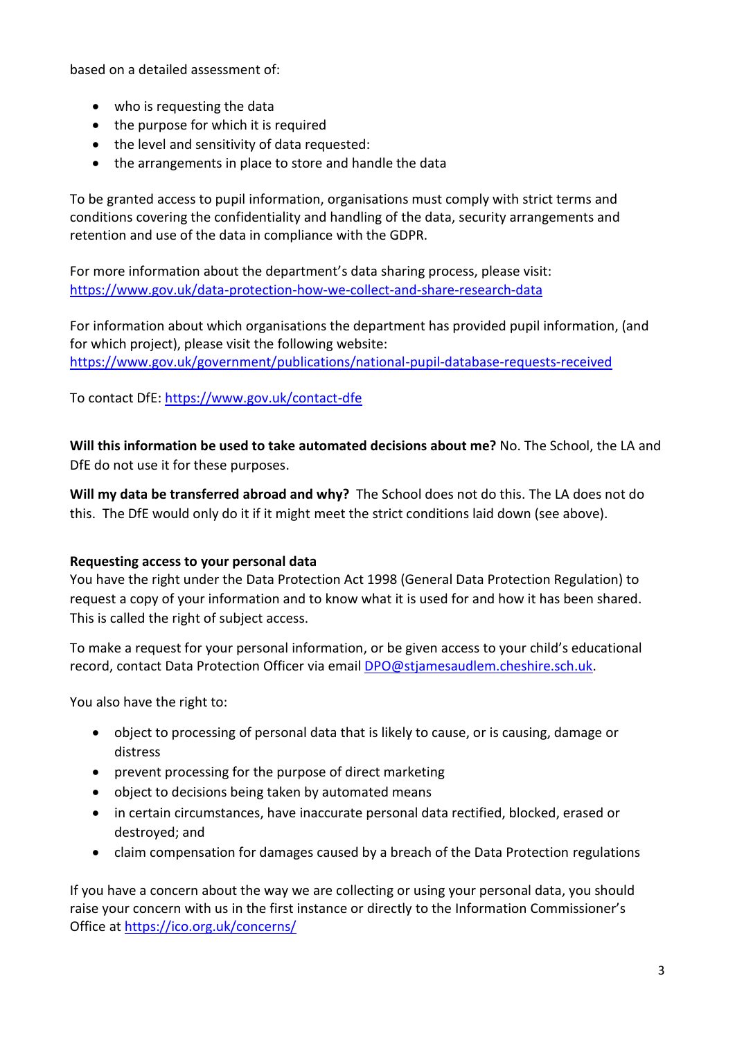based on a detailed assessment of:

- who is requesting the data
- the purpose for which it is required
- the level and sensitivity of data requested:
- the arrangements in place to store and handle the data

To be granted access to pupil information, organisations must comply with strict terms and conditions covering the confidentiality and handling of the data, security arrangements and retention and use of the data in compliance with the GDPR.

For more information about the department's data sharing process, please visit: https://www.gov.uk/data-protection-how-we-collect-and-share-research-data

For information about which organisations the department has provided pupil information, (and for which project), please visit the following website: https://www.gov.uk/government/publications/national-pupil-database-requests-received

To contact DfE: https://www.gov.uk/contact-dfe

**Will this information be used to take automated decisions about me?** No. The School, the LA and DfE do not use it for these purposes.

**Will my data be transferred abroad and why?** The School does not do this. The LA does not do this. The DfE would only do it if it might meet the strict conditions laid down (see above).

**Requesting access to your personal data**

You have the right under the Data Protection Act 1998 (General Data Protection Regulation) to request a copy of your information and to know what it is used for and how it has been shared. This is called the right of subject access.

To make a request for your personal information, or be given access to your child's educational record, contact Data Protection Officer via email DPO@stjamesaudlem.cheshire.sch.uk.

You also have the right to:

- object to processing of personal data that is likely to cause, or is causing, damage or distress
- prevent processing for the purpose of direct marketing
- object to decisions being taken by automated means
- in certain circumstances, have inaccurate personal data rectified, blocked, erased or destroyed; and
- claim compensation for damages caused by a breach of the Data Protection regulations

If you have a concern about the way we are collecting or using your personal data, you should raise your concern with us in the first instance or directly to the Information Commissioner's Office at https://ico.org.uk/concerns/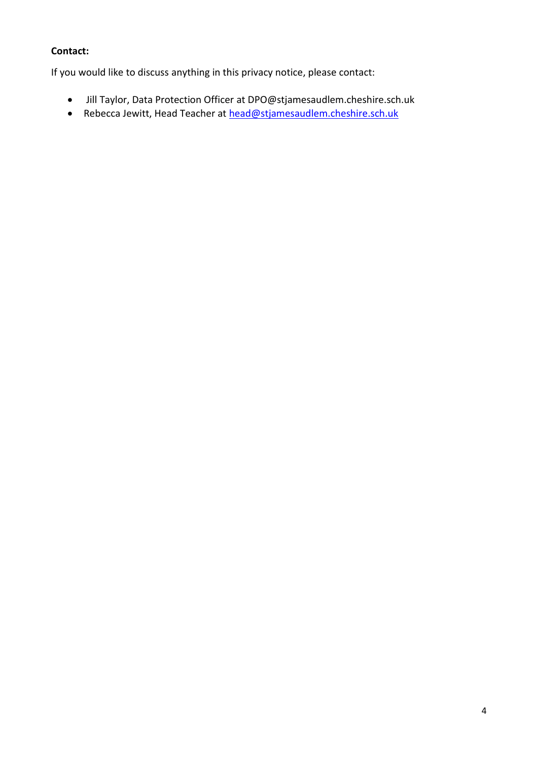**Contact:**

If you would like to discuss anything in this privacy notice, please contact:

- Jill Taylor, Data Protection Officer at DPO@stjamesaudlem.cheshire.sch.uk
- Rebecca Jewitt, Head Teacher at head@stjamesaudlem.cheshire.sch.uk